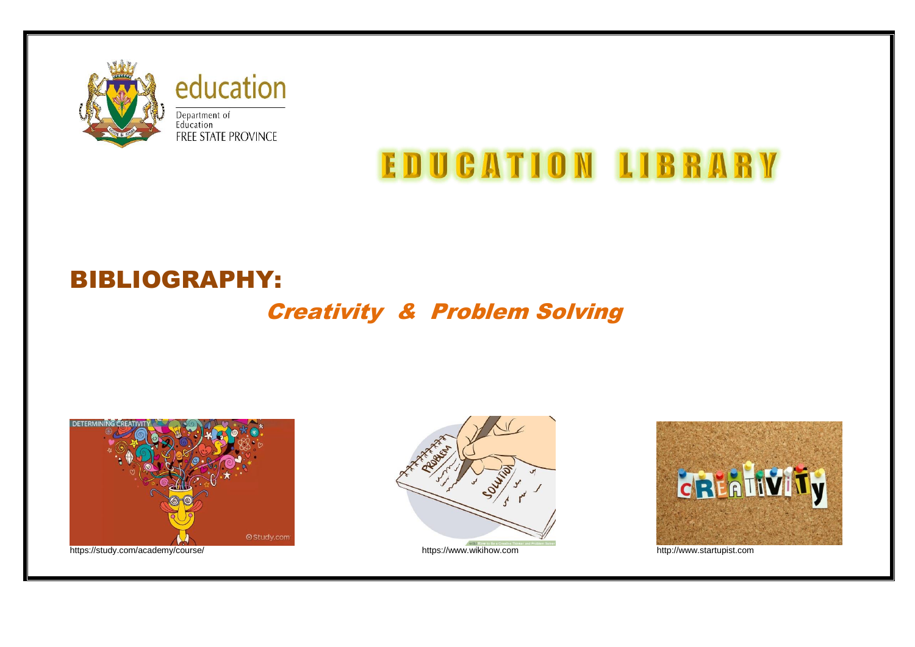education

Department of
Education
FREE STATE PROVINCE

# EDUCATION LIBRARY

## BIBLIOGRAPHY:

### *Creativity & Problem Solving*

https://study.com/academy/course/

https://www.wikihow.com

http://www.startupist.com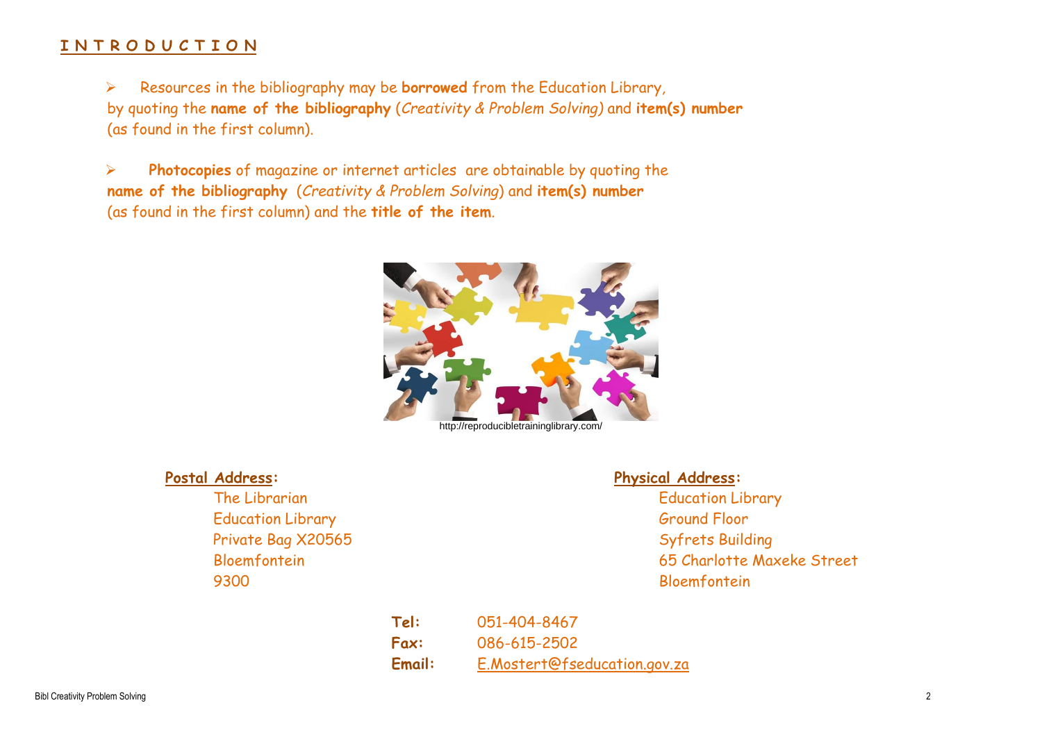# INTRODUCTION

- Resources in the bibliography may be **borrowed** from the Education Library, by quoting the **name of the bibliography** (*Creativity & Problem Solving)* and **item(s) number** (as found in the first column).

- **Photocopies** of magazine or internet articles are obtainable by quoting the **name of the bibliography** (*Creativity & Problem Solving*) and **item(s) number** (as found in the first column) and the **title of the item**.

http://reproducibletraininglibrary.com/

**Postal Address:**
The Librarian
Education Library
Private Bag X20565
Bloemfontein
9300

**Physical Address:**
Education Library
Ground Floor
Syfrets Building
65 Charlotte Maxeke Street
Bloemfontein

| | |
|---|---|
| **Tel:** | 051-404-8467 |
| **Fax:** | 086-615-2502 |
| **Email:** | E.Mostert@fseducation.gov.za |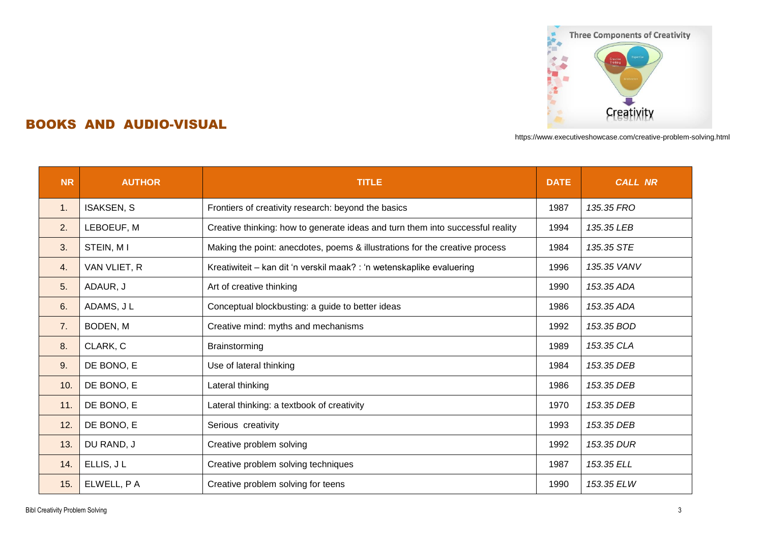## BOOKS AND AUDIO-VISUAL

https://www.executiveshowcase.com/creative-problem-solving.html

| NR | AUTHOR | TITLE | DATE | *CALL NR* |
|---|---|---|---|---|
| 1. | ISAKSEN, S | Frontiers of creativity research: beyond the basics | 1987 | *135.35 FRO* |
| 2. | LEBOEUF, M | Creative thinking: how to generate ideas and turn them into successful reality | 1994 | *135.35 LEB* |
| 3. | STEIN, M I | Making the point: anecdotes, poems & illustrations for the creative process | 1984 | *135.35 STE* |
| 4. | VAN VLIET, R | Kreatiwiteit – kan dit 'n verskil maak? : 'n wetenskaplike evaluering | 1996 | *135.35 VANV* |
| 5. | ADAUR, J | Art of creative thinking | 1990 | *153.35 ADA* |
| 6. | ADAMS, J L | Conceptual blockbusting: a guide to better ideas | 1986 | *153.35 ADA* |
| 7. | BODEN, M | Creative mind: myths and mechanisms | 1992 | *153.35 BOD* |
| 8. | CLARK, C | Brainstorming | 1989 | *153.35 CLA* |
| 9. | DE BONO, E | Use of lateral thinking | 1984 | *153.35 DEB* |
| 10. | DE BONO, E | Lateral thinking | 1986 | *153.35 DEB* |
| 11. | DE BONO, E | Lateral thinking: a textbook of creativity | 1970 | *153.35 DEB* |
| 12. | DE BONO, E | Serious creativity | 1993 | *153.35 DEB* |
| 13. | DU RAND, J | Creative problem solving | 1992 | *153.35 DUR* |
| 14. | ELLIS, J L | Creative problem solving techniques | 1987 | *153.35 ELL* |
| 15. | ELWELL, P A | Creative problem solving for teens | 1990 | *153.35 ELW* |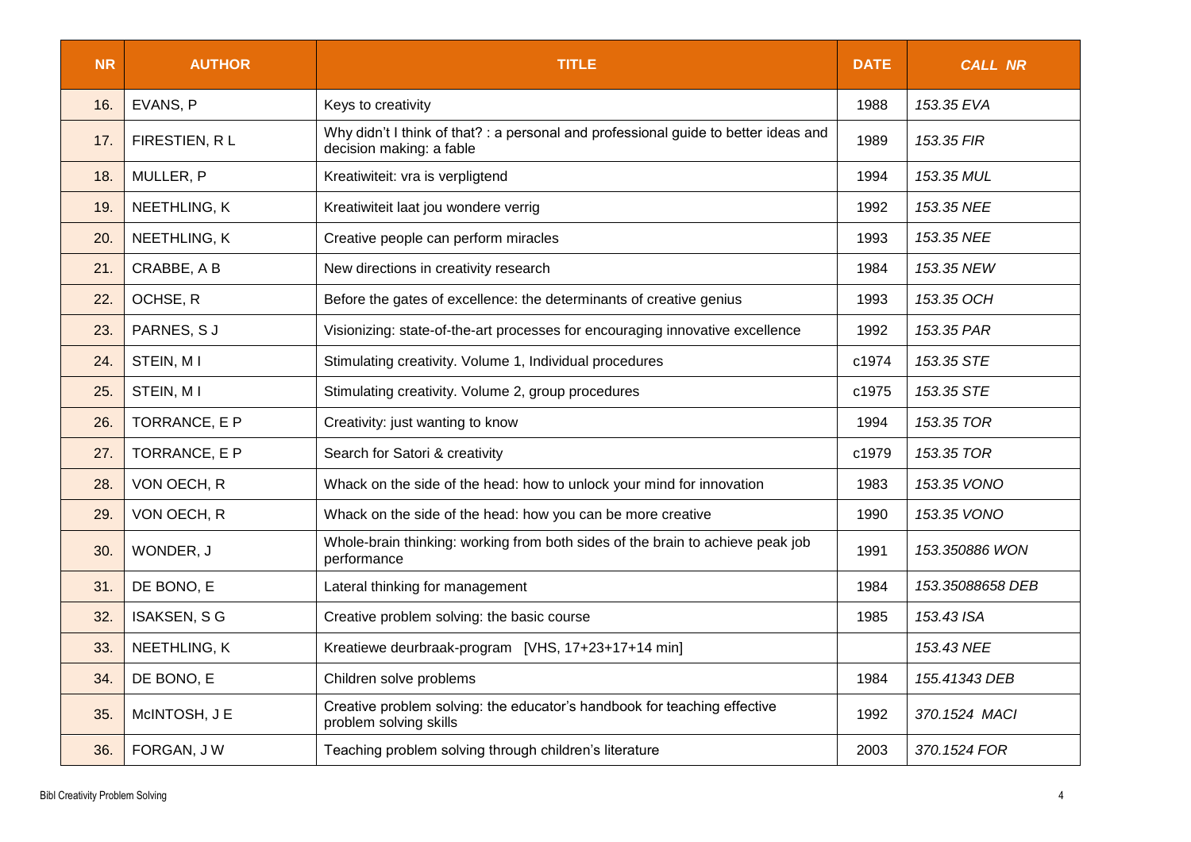| NR | AUTHOR | TITLE | DATE | *CALL NR* |
|---|---|---|---|---|
| 16. | EVANS, P | Keys to creativity | 1988 | *153.35 EVA* |
| 17. | FIRESTIEN, R L | Why didn't I think of that? : a personal and professional guide to better ideas and decision making: a fable | 1989 | *153.35 FIR* |
| 18. | MULLER, P | Kreatiwiteit: vra is verpligtend | 1994 | *153.35 MUL* |
| 19. | NEETHLING, K | Kreatiwiteit laat jou wondere verrig | 1992 | *153.35 NEE* |
| 20. | NEETHLING, K | Creative people can perform miracles | 1993 | *153.35 NEE* |
| 21. | CRABBE, A B | New directions in creativity research | 1984 | *153.35 NEW* |
| 22. | OCHSE, R | Before the gates of excellence: the determinants of creative genius | 1993 | *153.35 OCH* |
| 23. | PARNES, S J | Visionizing: state-of-the-art processes for encouraging innovative excellence | 1992 | *153.35 PAR* |
| 24. | STEIN, M I | Stimulating creativity. Volume 1, Individual procedures | c1974 | *153.35 STE* |
| 25. | STEIN, M I | Stimulating creativity. Volume 2, group procedures | c1975 | *153.35 STE* |
| 26. | TORRANCE, E P | Creativity: just wanting to know | 1994 | *153.35 TOR* |
| 27. | TORRANCE, E P | Search for Satori & creativity | c1979 | *153.35 TOR* |
| 28. | VON OECH, R | Whack on the side of the head: how to unlock your mind for innovation | 1983 | *153.35 VONO* |
| 29. | VON OECH, R | Whack on the side of the head: how you can be more creative | 1990 | *153.35 VONO* |
| 30. | WONDER, J | Whole-brain thinking: working from both sides of the brain to achieve peak job performance | 1991 | *153.350886 WON* |
| 31. | DE BONO, E | Lateral thinking for management | 1984 | *153.35088658 DEB* |
| 32. | ISAKSEN, S G | Creative problem solving: the basic course | 1985 | *153.43 ISA* |
| 33. | NEETHLING, K | Kreatiewe deurbraak-program [VHS, 17+23+17+14 min] | | *153.43 NEE* |
| 34. | DE BONO, E | Children solve problems | 1984 | *155.41343 DEB* |
| 35. | McINTOSH, J E | Creative problem solving: the educator's handbook for teaching effective problem solving skills | 1992 | *370.1524 MACI* |
| 36. | FORGAN, J W | Teaching problem solving through children's literature | 2003 | *370.1524 FOR* |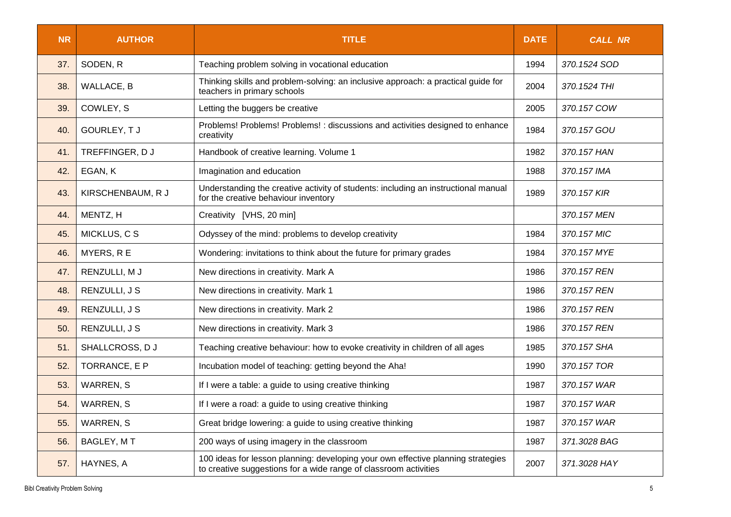| NR | AUTHOR | TITLE | DATE | CALL NR |
|---|---|---|---|---|
| 37. | SODEN, R | Teaching problem solving in vocational education | 1994 | *370.1524 SOD* |
| 38. | WALLACE, B | Thinking skills and problem-solving: an inclusive approach: a practical guide for teachers in primary schools | 2004 | *370.1524 THI* |
| 39. | COWLEY, S | Letting the buggers be creative | 2005 | *370.157 COW* |
| 40. | GOURLEY, T J | Problems! Problems! Problems! : discussions and activities designed to enhance creativity | 1984 | *370.157 GOU* |
| 41. | TREFFINGER, D J | Handbook of creative learning. Volume 1 | 1982 | *370.157 HAN* |
| 42. | EGAN, K | Imagination and education | 1988 | *370.157 IMA* |
| 43. | KIRSCHENBAUM, R J | Understanding the creative activity of students: including an instructional manual for the creative behaviour inventory | 1989 | *370.157 KIR* |
| 44. | MENTZ, H | Creativity [VHS, 20 min] | | *370.157 MEN* |
| 45. | MICKLUS, C S | Odyssey of the mind: problems to develop creativity | 1984 | *370.157 MIC* |
| 46. | MYERS, R E | Wondering: invitations to think about the future for primary grades | 1984 | *370.157 MYE* |
| 47. | RENZULLI, M J | New directions in creativity. Mark A | 1986 | *370.157 REN* |
| 48. | RENZULLI, J S | New directions in creativity. Mark 1 | 1986 | *370.157 REN* |
| 49. | RENZULLI, J S | New directions in creativity. Mark 2 | 1986 | *370.157 REN* |
| 50. | RENZULLI, J S | New directions in creativity. Mark 3 | 1986 | *370.157 REN* |
| 51. | SHALLCROSS, D J | Teaching creative behaviour: how to evoke creativity in children of all ages | 1985 | *370.157 SHA* |
| 52. | TORRANCE, E P | Incubation model of teaching: getting beyond the Aha! | 1990 | *370.157 TOR* |
| 53. | WARREN, S | If I were a table: a guide to using creative thinking | 1987 | *370.157 WAR* |
| 54. | WARREN, S | If I were a road: a guide to using creative thinking | 1987 | *370.157 WAR* |
| 55. | WARREN, S | Great bridge lowering: a guide to using creative thinking | 1987 | *370.157 WAR* |
| 56. | BAGLEY, M T | 200 ways of using imagery in the classroom | 1987 | *371.3028 BAG* |
| 57. | HAYNES, A | 100 ideas for lesson planning: developing your own effective planning strategies to creative suggestions for a wide range of classroom activities | 2007 | *371.3028 HAY* |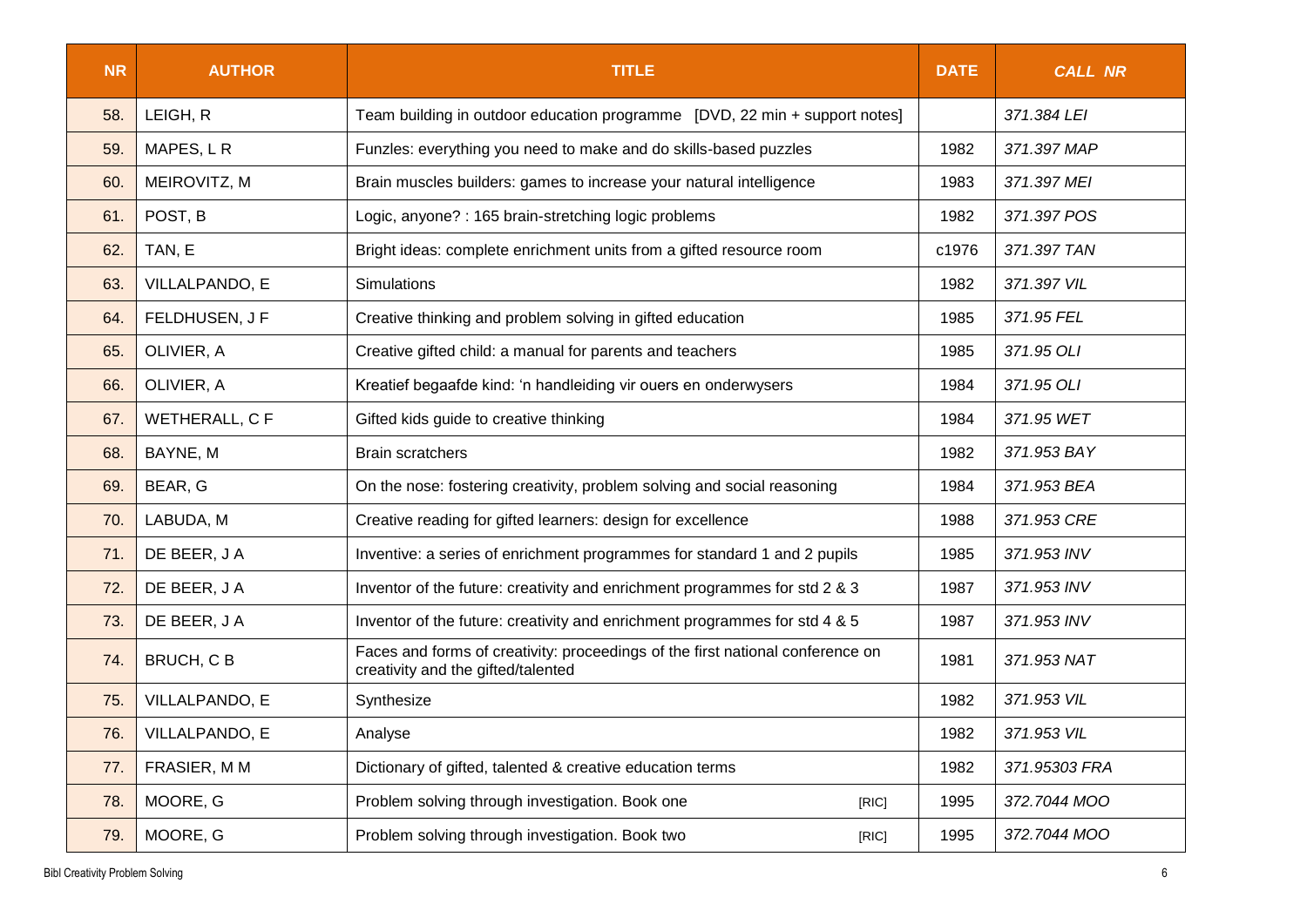| NR | AUTHOR | TITLE | DATE | CALL NR |
|---|---|---|---|---|
| 58. | LEIGH, R | Team building in outdoor education programme [DVD, 22 min + support notes] | | *371.384 LEI* |
| 59. | MAPES, L R | Funzles: everything you need to make and do skills-based puzzles | 1982 | *371.397 MAP* |
| 60. | MEIROVITZ, M | Brain muscles builders: games to increase your natural intelligence | 1983 | *371.397 MEI* |
| 61. | POST, B | Logic, anyone? : 165 brain-stretching logic problems | 1982 | *371.397 POS* |
| 62. | TAN, E | Bright ideas: complete enrichment units from a gifted resource room | c1976 | *371.397 TAN* |
| 63. | VILLALPANDO, E | Simulations | 1982 | *371.397 VIL* |
| 64. | FELDHUSEN, J F | Creative thinking and problem solving in gifted education | 1985 | *371.95 FEL* |
| 65. | OLIVIER, A | Creative gifted child: a manual for parents and teachers | 1985 | *371.95 OLI* |
| 66. | OLIVIER, A | Kreatief begaafde kind: 'n handleiding vir ouers en onderwysers | 1984 | *371.95 OLI* |
| 67. | WETHERALL, C F | Gifted kids guide to creative thinking | 1984 | *371.95 WET* |
| 68. | BAYNE, M | Brain scratchers | 1982 | *371.953 BAY* |
| 69. | BEAR, G | On the nose: fostering creativity, problem solving and social reasoning | 1984 | *371.953 BEA* |
| 70. | LABUDA, M | Creative reading for gifted learners: design for excellence | 1988 | *371.953 CRE* |
| 71. | DE BEER, J A | Inventive: a series of enrichment programmes for standard 1 and 2 pupils | 1985 | *371.953 INV* |
| 72. | DE BEER, J A | Inventor of the future: creativity and enrichment programmes for std 2 & 3 | 1987 | *371.953 INV* |
| 73. | DE BEER, J A | Inventor of the future: creativity and enrichment programmes for std 4 & 5 | 1987 | *371.953 INV* |
| 74. | BRUCH, C B | Faces and forms of creativity: proceedings of the first national conference on creativity and the gifted/talented | 1981 | *371.953 NAT* |
| 75. | VILLALPANDO, E | Synthesize | 1982 | *371.953 VIL* |
| 76. | VILLALPANDO, E | Analyse | 1982 | *371.953 VIL* |
| 77. | FRASIER, M M | Dictionary of gifted, talented & creative education terms | 1982 | *371.95303 FRA* |
| 78. | MOORE, G | Problem solving through investigation. Book one [RIC] | 1995 | *372.7044 MOO* |
| 79. | MOORE, G | Problem solving through investigation. Book two [RIC] | 1995 | *372.7044 MOO* |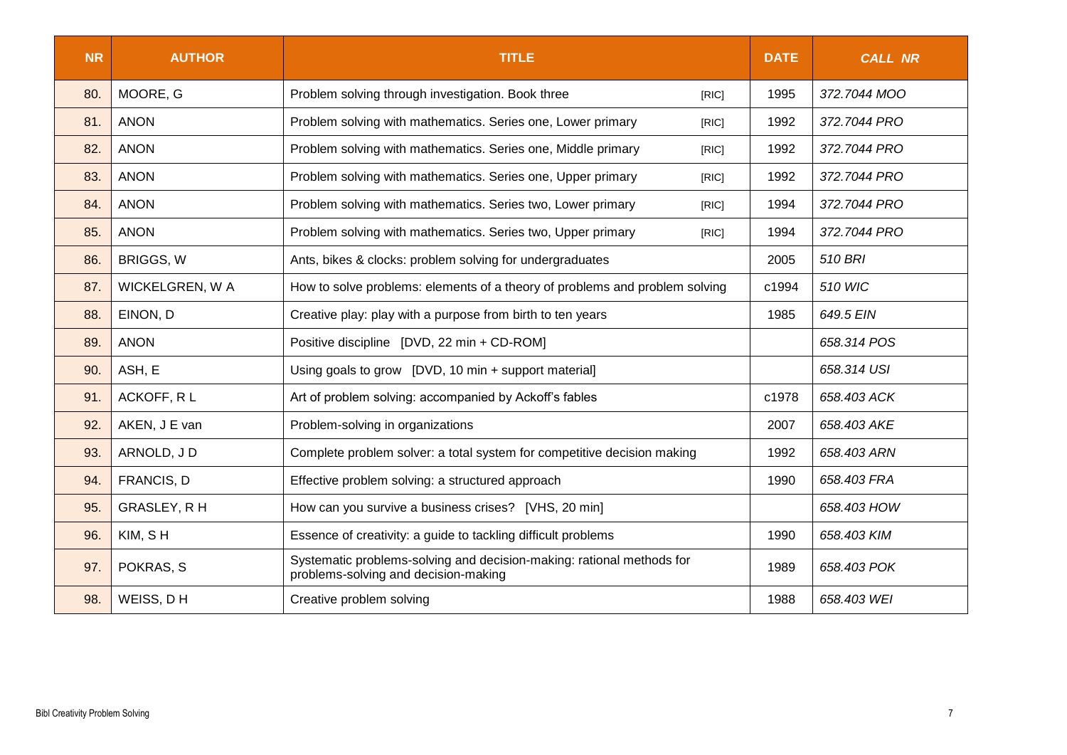| NR | AUTHOR | TITLE | DATE | *CALL NR* |
|---|---|---|---|---|
| 80. | MOORE, G | Problem solving through investigation. Book three [RIC] | 1995 | *372.7044 MOO* |
| 81. | ANON | Problem solving with mathematics. Series one, Lower primary [RIC] | 1992 | *372.7044 PRO* |
| 82. | ANON | Problem solving with mathematics. Series one, Middle primary [RIC] | 1992 | *372.7044 PRO* |
| 83. | ANON | Problem solving with mathematics. Series one, Upper primary [RIC] | 1992 | *372.7044 PRO* |
| 84. | ANON | Problem solving with mathematics. Series two, Lower primary [RIC] | 1994 | *372.7044 PRO* |
| 85. | ANON | Problem solving with mathematics. Series two, Upper primary [RIC] | 1994 | *372.7044 PRO* |
| 86. | BRIGGS, W | Ants, bikes & clocks: problem solving for undergraduates | 2005 | *510 BRI* |
| 87. | WICKELGREN, W A | How to solve problems: elements of a theory of problems and problem solving | c1994 | *510 WIC* |
| 88. | EINON, D | Creative play: play with a purpose from birth to ten years | 1985 | *649.5 EIN* |
| 89. | ANON | Positive discipline [DVD, 22 min + CD-ROM] | | *658.314 POS* |
| 90. | ASH, E | Using goals to grow [DVD, 10 min + support material] | | *658.314 USI* |
| 91. | ACKOFF, R L | Art of problem solving: accompanied by Ackoff's fables | c1978 | *658.403 ACK* |
| 92. | AKEN, J E van | Problem-solving in organizations | 2007 | *658.403 AKE* |
| 93. | ARNOLD, J D | Complete problem solver: a total system for competitive decision making | 1992 | *658.403 ARN* |
| 94. | FRANCIS, D | Effective problem solving: a structured approach | 1990 | *658.403 FRA* |
| 95. | GRASLEY, R H | How can you survive a business crises? [VHS, 20 min] | | *658.403 HOW* |
| 96. | KIM, S H | Essence of creativity: a guide to tackling difficult problems | 1990 | *658.403 KIM* |
| 97. | POKRAS, S | Systematic problems-solving and decision-making: rational methods for problems-solving and decision-making | 1989 | *658.403 POK* |
| 98. | WEISS, D H | Creative problem solving | 1988 | *658.403 WEI* |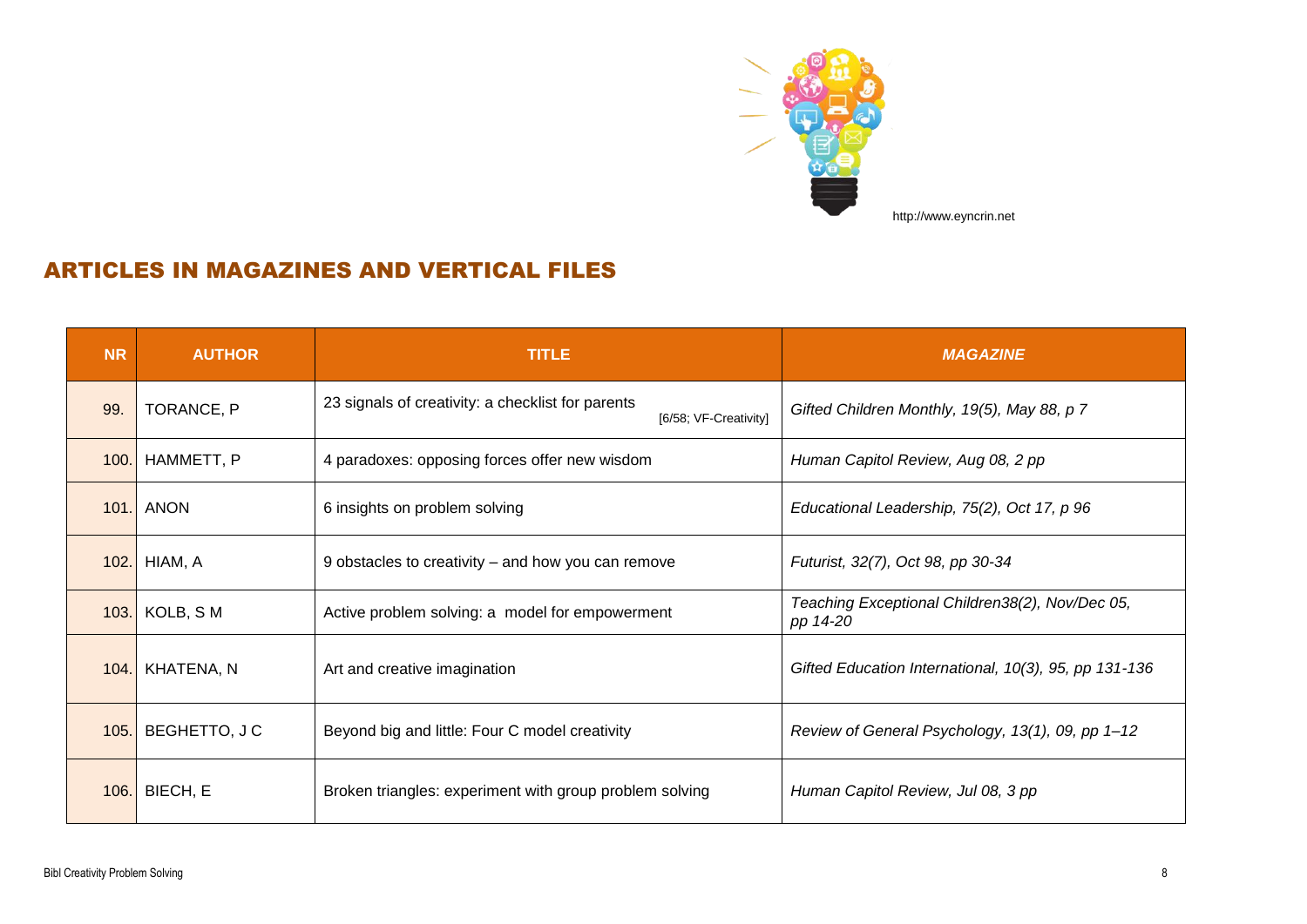http://www.eyncrin.net

## ARTICLES IN MAGAZINES AND VERTICAL FILES

| NR | AUTHOR | TITLE | *MAGAZINE* |
|---|---|---|---|
| 99. | TORANCE, P | 23 signals of creativity: a checklist for parents [6/58; VF-Creativity] | *Gifted Children Monthly, 19(5), May 88, p 7* |
| 100. | HAMMETT, P | 4 paradoxes: opposing forces offer new wisdom | *Human Capitol Review, Aug 08, 2 pp* |
| 101. | ANON | 6 insights on problem solving | *Educational Leadership, 75(2), Oct 17, p 96* |
| 102. | HIAM, A | 9 obstacles to creativity – and how you can remove | *Futurist, 32(7), Oct 98, pp 30-34* |
| 103. | KOLB, S M | Active problem solving: a model for empowerment | *Teaching Exceptional Children38(2), Nov/Dec 05, pp 14-20* |
| 104. | KHATENA, N | Art and creative imagination | *Gifted Education International, 10(3), 95, pp 131-136* |
| 105. | BEGHETTO, J C | Beyond big and little: Four C model creativity | *Review of General Psychology, 13(1), 09, pp 1–12* |
| 106. | BIECH, E | Broken triangles: experiment with group problem solving | *Human Capitol Review, Jul 08, 3 pp* |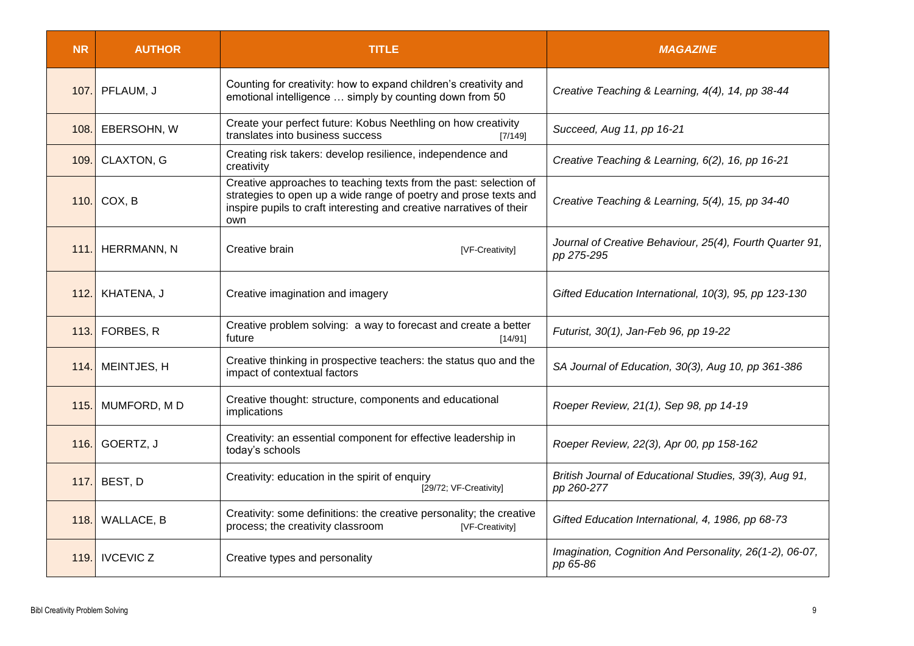| NR | AUTHOR | TITLE | *MAGAZINE* |
|---|---|---|---|
| 107. | PFLAUM, J | Counting for creativity: how to expand children's creativity and emotional intelligence … simply by counting down from 50 | *Creative Teaching & Learning, 4(4), 14, pp 38-44* |
| 108. | EBERSOHN, W | Create your perfect future: Kobus Neethling on how creativity translates into business success [7/149] | *Succeed, Aug 11, pp 16-21* |
| 109. | CLAXTON, G | Creating risk takers: develop resilience, independence and creativity | *Creative Teaching & Learning, 6(2), 16, pp 16-21* |
| 110. | COX, B | Creative approaches to teaching texts from the past: selection of strategies to open up a wide range of poetry and prose texts and inspire pupils to craft interesting and creative narratives of their own | *Creative Teaching & Learning, 5(4), 15, pp 34-40* |
| 111. | HERRMANN, N | Creative brain [VF-Creativity] | *Journal of Creative Behaviour, 25(4), Fourth Quarter 91, pp 275-295* |
| 112. | KHATENA, J | Creative imagination and imagery | *Gifted Education International, 10(3), 95, pp 123-130* |
| 113. | FORBES, R | Creative problem solving: a way to forecast and create a better future [14/91] | *Futurist, 30(1), Jan-Feb 96, pp 19-22* |
| 114. | MEINTJES, H | Creative thinking in prospective teachers: the status quo and the impact of contextual factors | *SA Journal of Education, 30(3), Aug 10, pp 361-386* |
| 115. | MUMFORD, M D | Creative thought: structure, components and educational implications | *Roeper Review, 21(1), Sep 98, pp 14-19* |
| 116. | GOERTZ, J | Creativity: an essential component for effective leadership in today's schools | *Roeper Review, 22(3), Apr 00, pp 158-162* |
| 117. | BEST, D | Creativity: education in the spirit of enquiry [29/72; VF-Creativity] | *British Journal of Educational Studies, 39(3), Aug 91, pp 260-277* |
| 118. | WALLACE, B | Creativity: some definitions: the creative personality; the creative process; the creativity classroom [VF-Creativity] | *Gifted Education International, 4, 1986, pp 68-73* |
| 119. | IVCEVIC Z | Creative types and personality | *Imagination, Cognition And Personality, 26(1-2), 06-07, pp 65-86* |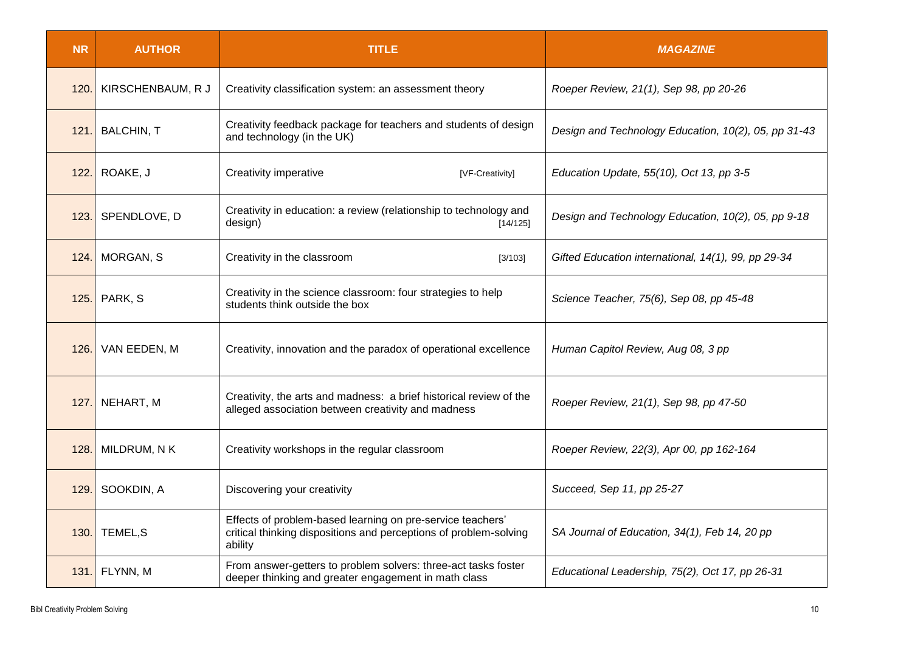| NR | AUTHOR | TITLE | *MAGAZINE* |
|---|---|---|---|
| 120. | KIRSCHENBAUM, R J | Creativity classification system: an assessment theory | *Roeper Review, 21(1), Sep 98, pp 20-26* |
| 121. | BALCHIN, T | Creativity feedback package for teachers and students of design and technology (in the UK) | *Design and Technology Education, 10(2), 05, pp 31-43* |
| 122. | ROAKE, J | Creativity imperative [VF-Creativity] | *Education Update, 55(10), Oct 13, pp 3-5* |
| 123. | SPENDLOVE, D | Creativity in education: a review (relationship to technology and design) [14/125] | *Design and Technology Education, 10(2), 05, pp 9-18* |
| 124. | MORGAN, S | Creativity in the classroom [3/103] | *Gifted Education international, 14(1), 99, pp 29-34* |
| 125. | PARK, S | Creativity in the science classroom: four strategies to help students think outside the box | *Science Teacher, 75(6), Sep 08, pp 45-48* |
| 126. | VAN EEDEN, M | Creativity, innovation and the paradox of operational excellence | *Human Capitol Review, Aug 08, 3 pp* |
| 127. | NEHART, M | Creativity, the arts and madness: a brief historical review of the alleged association between creativity and madness | *Roeper Review, 21(1), Sep 98, pp 47-50* |
| 128. | MILDRUM, N K | Creativity workshops in the regular classroom | *Roeper Review, 22(3), Apr 00, pp 162-164* |
| 129. | SOOKDIN, A | Discovering your creativity | *Succeed, Sep 11, pp 25-27* |
| 130. | TEMEL,S | Effects of problem-based learning on pre-service teachers' critical thinking dispositions and perceptions of problem-solving ability | *SA Journal of Education, 34(1), Feb 14, 20 pp* |
| 131. | FLYNN, M | From answer-getters to problem solvers: three-act tasks foster deeper thinking and greater engagement in math class | *Educational Leadership, 75(2), Oct 17, pp 26-31* |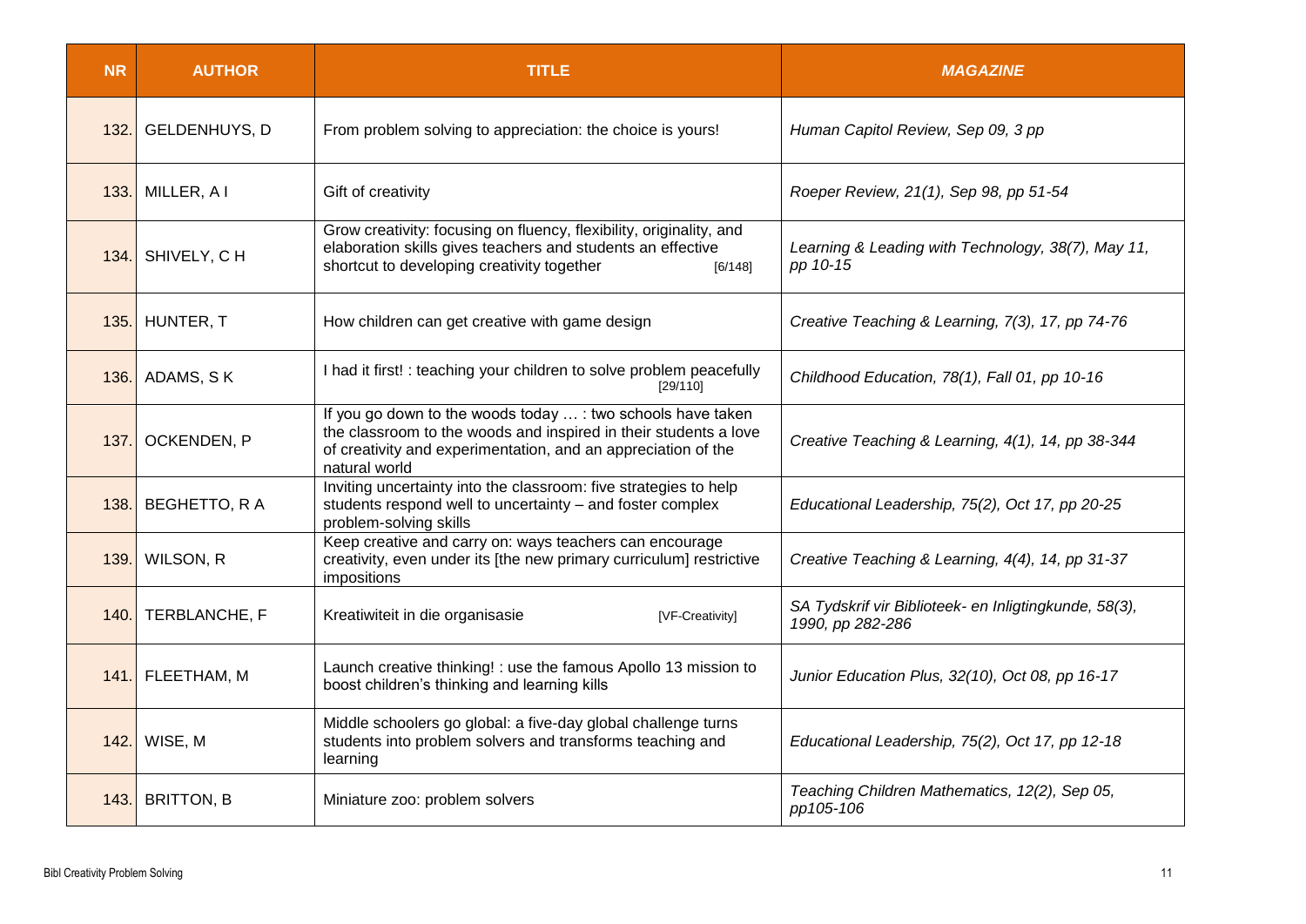| NR | AUTHOR | TITLE | *MAGAZINE* |
|---|---|---|---|
| 132. | GELDENHUYS, D | From problem solving to appreciation: the choice is yours! | *Human Capitol Review, Sep 09, 3 pp* |
| 133. | MILLER, A I | Gift of creativity | *Roeper Review, 21(1), Sep 98, pp 51-54* |
| 134. | SHIVELY, C H | Grow creativity: focusing on fluency, flexibility, originality, and elaboration skills gives teachers and students an effective shortcut to developing creativity together [6/148] | *Learning & Leading with Technology, 38(7), May 11, pp 10-15* |
| 135. | HUNTER, T | How children can get creative with game design | *Creative Teaching & Learning, 7(3), 17, pp 74-76* |
| 136. | ADAMS, S K | I had it first! : teaching your children to solve problem peacefully [29/110] | *Childhood Education, 78(1), Fall 01, pp 10-16* |
| 137. | OCKENDEN, P | If you go down to the woods today … : two schools have taken the classroom to the woods and inspired in their students a love of creativity and experimentation, and an appreciation of the natural world | *Creative Teaching & Learning, 4(1), 14, pp 38-344* |
| 138. | BEGHETTO, R A | Inviting uncertainty into the classroom: five strategies to help students respond well to uncertainty – and foster complex problem-solving skills | *Educational Leadership, 75(2), Oct 17, pp 20-25* |
| 139. | WILSON, R | Keep creative and carry on: ways teachers can encourage creativity, even under its [the new primary curriculum] restrictive impositions | *Creative Teaching & Learning, 4(4), 14, pp 31-37* |
| 140. | TERBLANCHE, F | Kreatiwiteit in die organisasie [VF-Creativity] | *SA Tydskrif vir Biblioteek- en Inligtingkunde, 58(3), 1990, pp 282-286* |
| 141. | FLEETHAM, M | Launch creative thinking! : use the famous Apollo 13 mission to boost children's thinking and learning kills | *Junior Education Plus, 32(10), Oct 08, pp 16-17* |
| 142. | WISE, M | Middle schoolers go global: a five-day global challenge turns students into problem solvers and transforms teaching and learning | *Educational Leadership, 75(2), Oct 17, pp 12-18* |
| 143. | BRITTON, B | Miniature zoo: problem solvers | *Teaching Children Mathematics, 12(2), Sep 05, pp105-106* |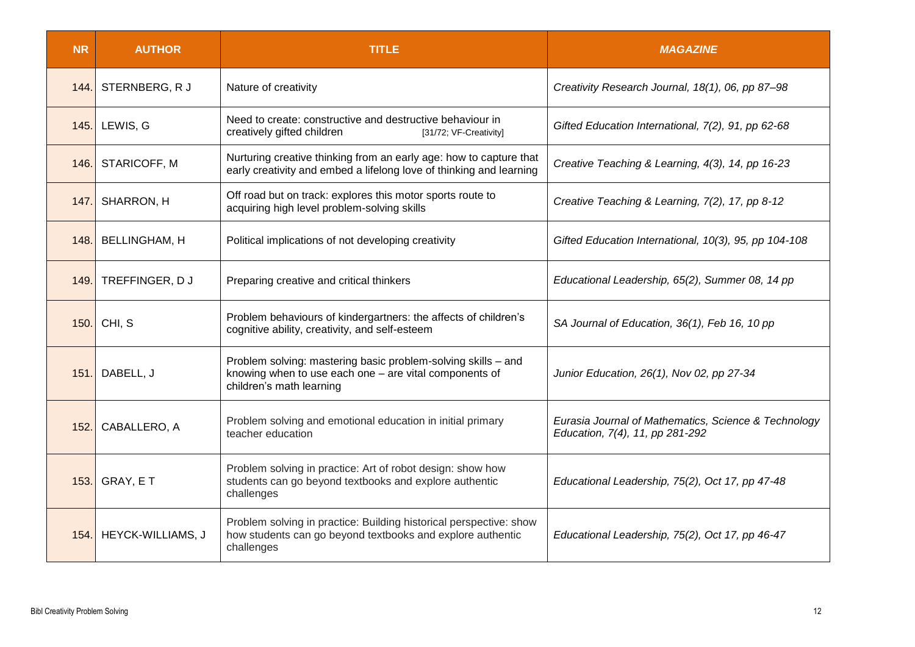| NR | AUTHOR | TITLE | *MAGAZINE* |
|---|---|---|---|
| 144. | STERNBERG, R J | Nature of creativity | *Creativity Research Journal, 18(1), 06, pp 87–98* |
| 145. | LEWIS, G | Need to create: constructive and destructive behaviour in creatively gifted children [31/72; VF-Creativity] | *Gifted Education International, 7(2), 91, pp 62-68* |
| 146. | STARICOFF, M | Nurturing creative thinking from an early age: how to capture that early creativity and embed a lifelong love of thinking and learning | *Creative Teaching & Learning, 4(3), 14, pp 16-23* |
| 147. | SHARRON, H | Off road but on track: explores this motor sports route to acquiring high level problem-solving skills | *Creative Teaching & Learning, 7(2), 17, pp 8-12* |
| 148. | BELLINGHAM, H | Political implications of not developing creativity | *Gifted Education International, 10(3), 95, pp 104-108* |
| 149. | TREFFINGER, D J | Preparing creative and critical thinkers | *Educational Leadership, 65(2), Summer 08, 14 pp* |
| 150. | CHI, S | Problem behaviours of kindergartners: the affects of children's cognitive ability, creativity, and self-esteem | *SA Journal of Education, 36(1), Feb 16, 10 pp* |
| 151. | DABELL, J | Problem solving: mastering basic problem-solving skills – and knowing when to use each one – are vital components of children's math learning | *Junior Education, 26(1), Nov 02, pp 27-34* |
| 152. | CABALLERO, A | Problem solving and emotional education in initial primary teacher education | *Eurasia Journal of Mathematics, Science & Technology Education, 7(4), 11, pp 281-292* |
| 153. | GRAY, E T | Problem solving in practice: Art of robot design: show how students can go beyond textbooks and explore authentic challenges | *Educational Leadership, 75(2), Oct 17, pp 47-48* |
| 154. | HEYCK-WILLIAMS, J | Problem solving in practice: Building historical perspective: show how students can go beyond textbooks and explore authentic challenges | *Educational Leadership, 75(2), Oct 17, pp 46-47* |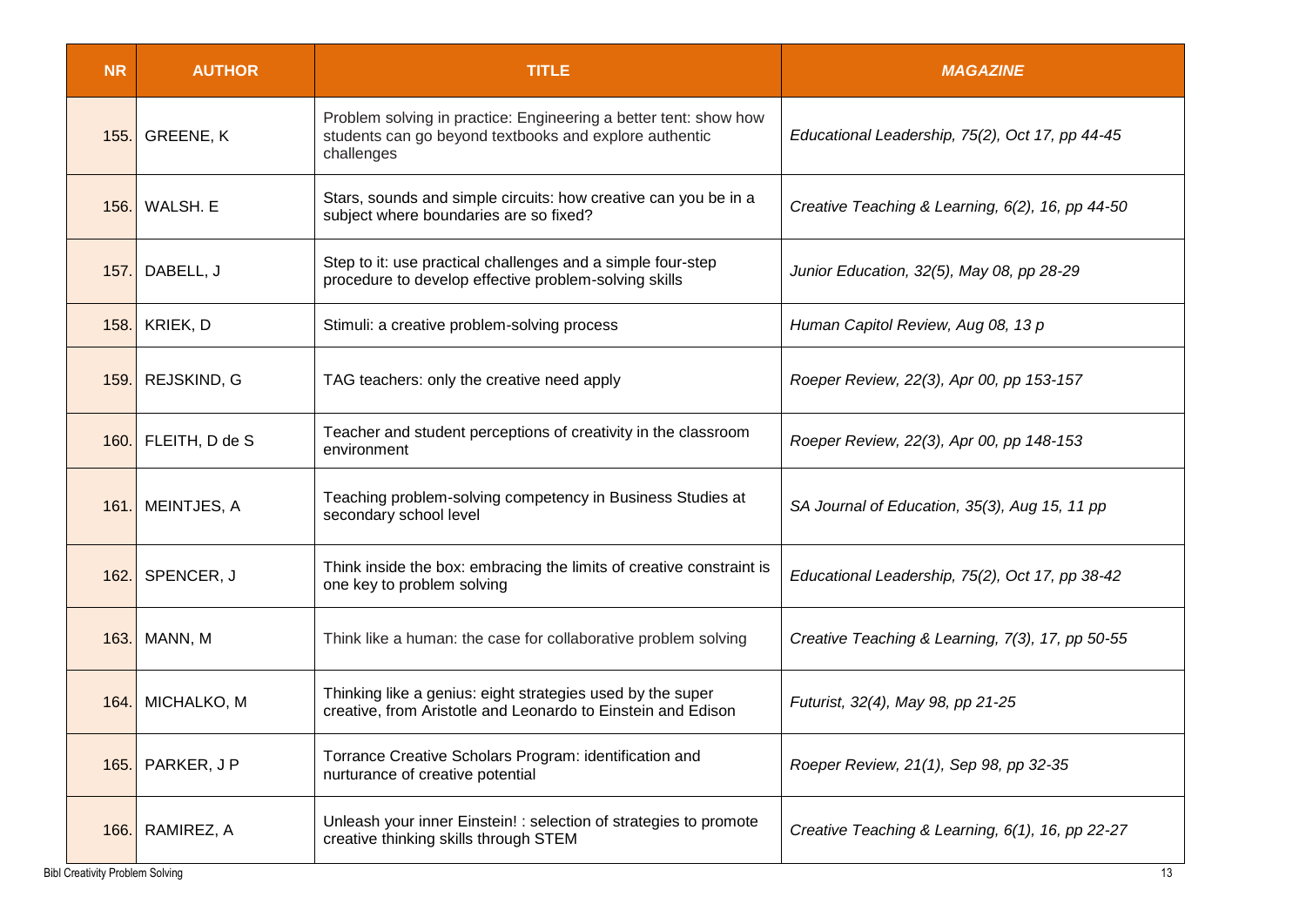| NR | AUTHOR | TITLE | *MAGAZINE* |
|---|---|---|---|
| 155. | GREENE, K | Problem solving in practice: Engineering a better tent: show how students can go beyond textbooks and explore authentic challenges | *Educational Leadership, 75(2), Oct 17, pp 44-45* |
| 156. | WALSH. E | Stars, sounds and simple circuits: how creative can you be in a subject where boundaries are so fixed? | *Creative Teaching & Learning, 6(2), 16, pp 44-50* |
| 157. | DABELL, J | Step to it: use practical challenges and a simple four-step procedure to develop effective problem-solving skills | *Junior Education, 32(5), May 08, pp 28-29* |
| 158. | KRIEK, D | Stimuli: a creative problem-solving process | *Human Capitol Review, Aug 08, 13 p* |
| 159. | REJSKIND, G | TAG teachers: only the creative need apply | *Roeper Review, 22(3), Apr 00, pp 153-157* |
| 160. | FLEITH, D de S | Teacher and student perceptions of creativity in the classroom environment | *Roeper Review, 22(3), Apr 00, pp 148-153* |
| 161. | MEINTJES, A | Teaching problem-solving competency in Business Studies at secondary school level | *SA Journal of Education, 35(3), Aug 15, 11 pp* |
| 162. | SPENCER, J | Think inside the box: embracing the limits of creative constraint is one key to problem solving | *Educational Leadership, 75(2), Oct 17, pp 38-42* |
| 163. | MANN, M | Think like a human: the case for collaborative problem solving | *Creative Teaching & Learning, 7(3), 17, pp 50-55* |
| 164. | MICHALKO, M | Thinking like a genius: eight strategies used by the super creative, from Aristotle and Leonardo to Einstein and Edison | *Futurist, 32(4), May 98, pp 21-25* |
| 165. | PARKER, J P | Torrance Creative Scholars Program: identification and nurturance of creative potential | *Roeper Review, 21(1), Sep 98, pp 32-35* |
| 166. | RAMIREZ, A | Unleash your inner Einstein! : selection of strategies to promote creative thinking skills through STEM | *Creative Teaching & Learning, 6(1), 16, pp 22-27* |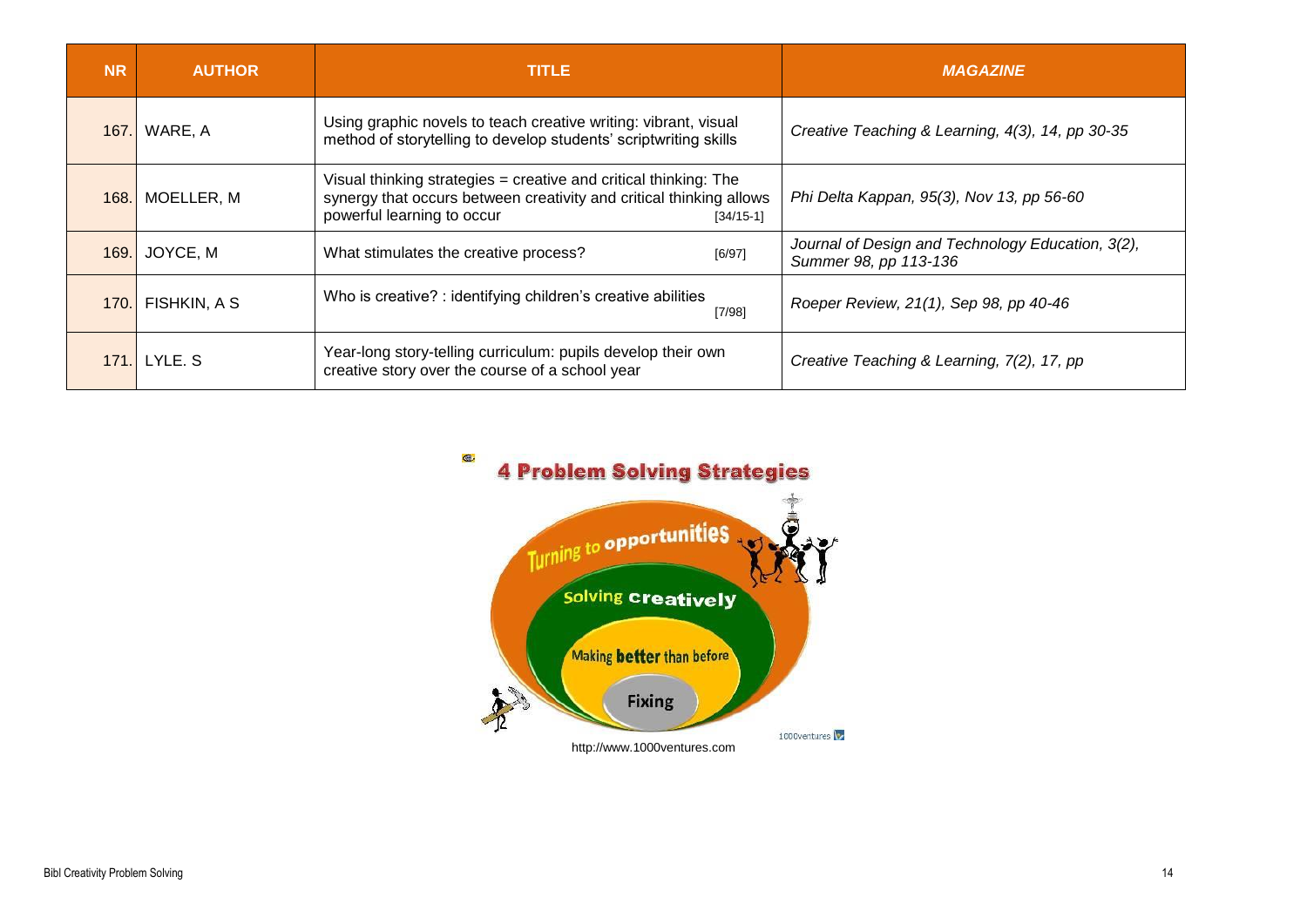| NR | AUTHOR | TITLE | *MAGAZINE* |
|---|---|---|---|
| 167. | WARE, A | Using graphic novels to teach creative writing: vibrant, visual method of storytelling to develop students' scriptwriting skills | *Creative Teaching & Learning, 4(3), 14, pp 30-35* |
| 168. | MOELLER, M | Visual thinking strategies = creative and critical thinking: The synergy that occurs between creativity and critical thinking allows powerful learning to occur [34/15-1] | *Phi Delta Kappan, 95(3), Nov 13, pp 56-60* |
| 169. | JOYCE, M | What stimulates the creative process? [6/97] | *Journal of Design and Technology Education, 3(2), Summer 98, pp 113-136* |
| 170. | FISHKIN, A S | Who is creative? : identifying children's creative abilities [7/98] | *Roeper Review, 21(1), Sep 98, pp 40-46* |
| 171. | LYLE. S | Year-long story-telling curriculum: pupils develop their own creative story over the course of a school year | *Creative Teaching & Learning, 7(2), 17, pp* |

**4 Problem Solving Strategies**

Turning to opportunities

Solving creatively

Making better than before

Fixing

1000ventures

http://www.1000ventures.com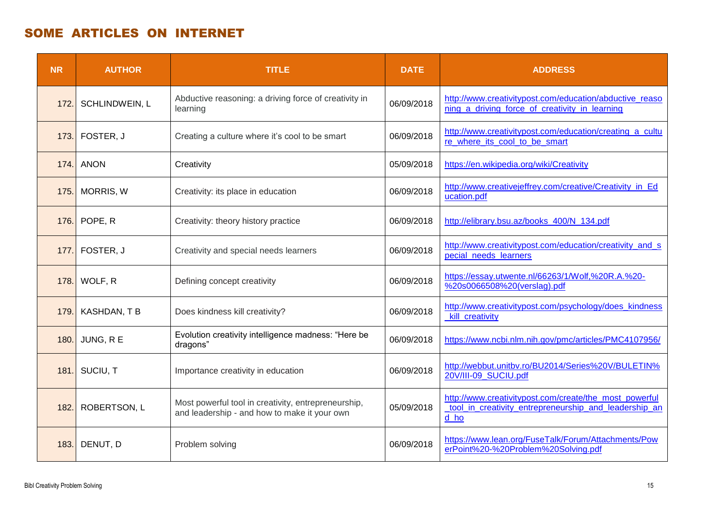## SOME ARTICLES ON INTERNET

| NR | AUTHOR | TITLE | DATE | ADDRESS |
|---|---|---|---|---|
| 172. | SCHLINDWEIN, L | Abductive reasoning: a driving force of creativity in learning | 06/09/2018 | http://www.creativitypost.com/education/abductive_reasoning_a_driving_force_of_creativity_in_learning |
| 173. | FOSTER, J | Creating a culture where it's cool to be smart | 06/09/2018 | http://www.creativitypost.com/education/creating_a_culture_where_its_cool_to_be_smart |
| 174. | ANON | Creativity | 05/09/2018 | https://en.wikipedia.org/wiki/Creativity |
| 175. | MORRIS, W | Creativity: its place in education | 06/09/2018 | http://www.creativejeffrey.com/creative/Creativity_in_Education.pdf |
| 176. | POPE, R | Creativity: theory history practice | 06/09/2018 | http://elibrary.bsu.az/books_400/N_134.pdf |
| 177. | FOSTER, J | Creativity and special needs learners | 06/09/2018 | http://www.creativitypost.com/education/creativity_and_special_needs_learners |
| 178. | WOLF, R | Defining concept creativity | 06/09/2018 | https://essay.utwente.nl/66263/1/Wolf,%20R.A.%20-%20s0066508%20(verslag).pdf |
| 179. | KASHDAN, T B | Does kindness kill creativity? | 06/09/2018 | http://www.creativitypost.com/psychology/does_kindness_kill_creativity |
| 180. | JUNG, R E | Evolution creativity intelligence madness: "Here be dragons" | 06/09/2018 | https://www.ncbi.nlm.nih.gov/pmc/articles/PMC4107956/ |
| 181. | SUCIU, T | Importance creativity in education | 06/09/2018 | http://webbut.unitbv.ro/BU2014/Series%20V/BULETIN%20V/III-09_SUCIU.pdf |
| 182. | ROBERTSON, L | Most powerful tool in creativity, entrepreneurship, and leadership - and how to make it your own | 05/09/2018 | http://www.creativitypost.com/create/the_most_powerful_tool_in_creativity_entrepreneurship_and_leadership_and_ho |
| 183. | DENUT, D | Problem solving | 06/09/2018 | https://www.lean.org/FuseTalk/Forum/Attachments/PowerPoint%20-%20Problem%20Solving.pdf |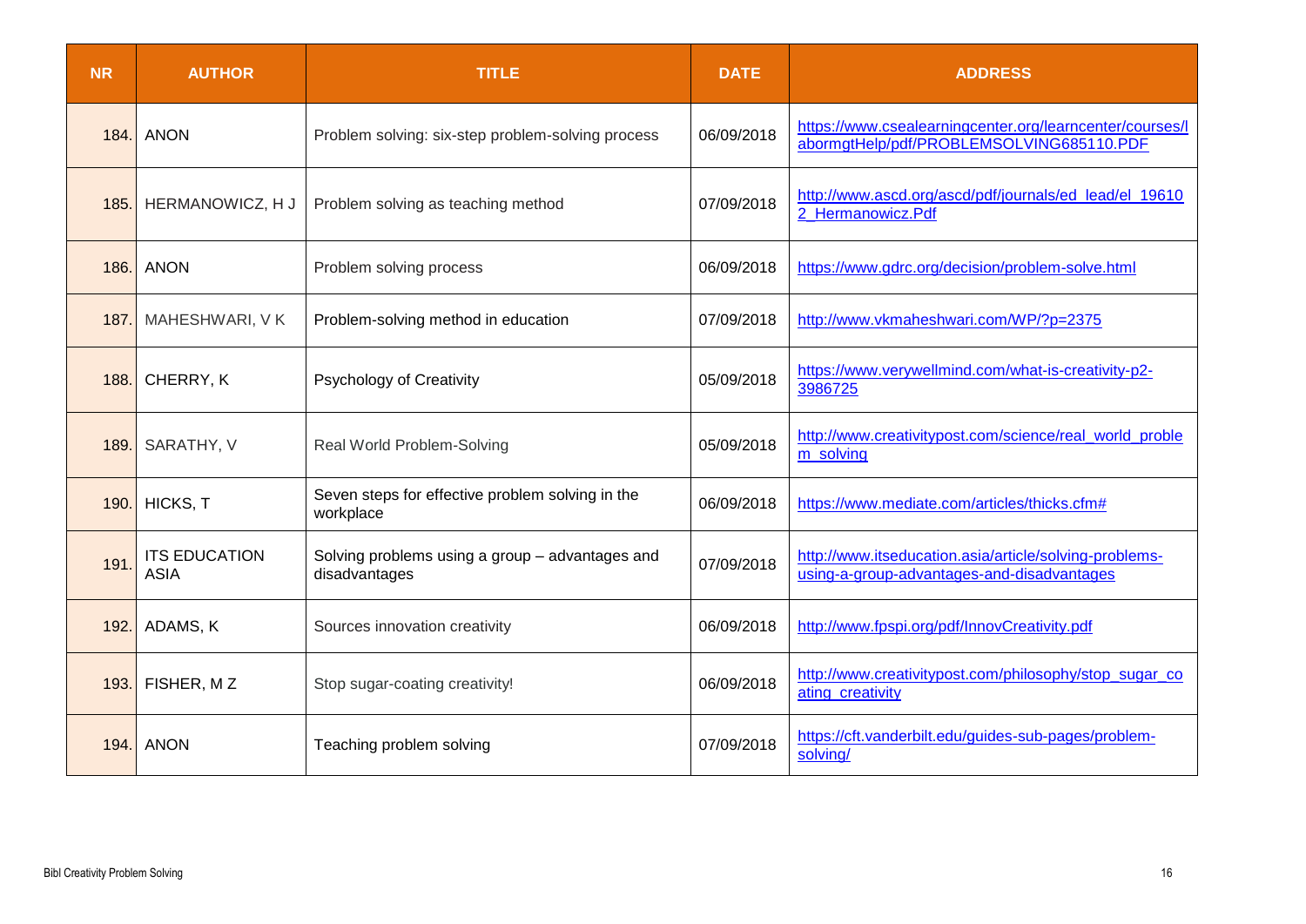| NR | AUTHOR | TITLE | DATE | ADDRESS |
|---|---|---|---|---|
| 184. | ANON | Problem solving: six-step problem-solving process | 06/09/2018 | https://www.csealearningcenter.org/learncenter/courses/labormgtHelp/pdf/PROBLEMSOLVING685110.PDF |
| 185. | HERMANOWICZ, H J | Problem solving as teaching method | 07/09/2018 | http://www.ascd.org/ascd/pdf/journals/ed_lead/el_196102_Hermanowicz.Pdf |
| 186. | ANON | Problem solving process | 06/09/2018 | https://www.gdrc.org/decision/problem-solve.html |
| 187. | MAHESHWARI, V K | Problem-solving method in education | 07/09/2018 | http://www.vkmaheshwari.com/WP/?p=2375 |
| 188. | CHERRY, K | Psychology of Creativity | 05/09/2018 | https://www.verywellmind.com/what-is-creativity-p2-3986725 |
| 189. | SARATHY, V | Real World Problem-Solving | 05/09/2018 | http://www.creativitypost.com/science/real_world_problem_solving |
| 190. | HICKS, T | Seven steps for effective problem solving in the workplace | 06/09/2018 | https://www.mediate.com/articles/thicks.cfm# |
| 191. | ITS EDUCATION ASIA | Solving problems using a group – advantages and disadvantages | 07/09/2018 | http://www.itseducation.asia/article/solving-problems-using-a-group-advantages-and-disadvantages |
| 192. | ADAMS, K | Sources innovation creativity | 06/09/2018 | http://www.fpspi.org/pdf/InnovCreativity.pdf |
| 193. | FISHER, M Z | Stop sugar-coating creativity! | 06/09/2018 | http://www.creativitypost.com/philosophy/stop_sugar_coating_creativity |
| 194. | ANON | Teaching problem solving | 07/09/2018 | https://cft.vanderbilt.edu/guides-sub-pages/problem-solving/ |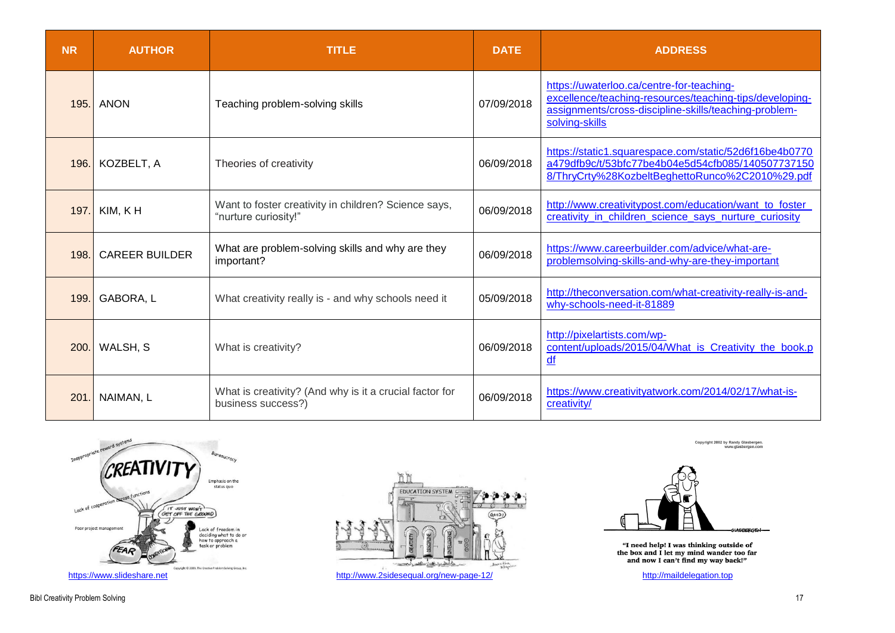| NR | AUTHOR | TITLE | DATE | ADDRESS |
| --- | --- | --- | --- | --- |
| 195. | ANON | Teaching problem-solving skills | 07/09/2018 | https://uwaterloo.ca/centre-for-teaching-excellence/teaching-resources/teaching-tips/developing-assignments/cross-discipline-skills/teaching-problem-solving-skills |
| 196. | KOZBELT, A | Theories of creativity | 06/09/2018 | https://static1.squarespace.com/static/52d6f16be4b0770a479dfb9c/t/53bfc77be4b04e5d54cfb085/1405077371508/ThryCrty%28KozbeltBeghettoRunco%2C2010%29.pdf |
| 197. | KIM, K H | Want to foster creativity in children? Science says, "nurture curiosity!" | 06/09/2018 | http://www.creativitypost.com/education/want_to_foster_creativity_in_children_science_says_nurture_curiosity |
| 198. | CAREER BUILDER | What are problem-solving skills and why are they important? | 06/09/2018 | https://www.careerbuilder.com/advice/what-are-problemsolving-skills-and-why-are-they-important |
| 199. | GABORA, L | What creativity really is - and why schools need it | 05/09/2018 | http://theconversation.com/what-creativity-really-is-and-why-schools-need-it-81889 |
| 200. | WALSH, S | What is creativity? | 06/09/2018 | http://pixelartists.com/wp-content/uploads/2015/04/What_is_Creativity_the_book.pdf |
| 201. | NAIMAN, L | What is creativity? (And why is it a crucial factor for business success?) | 06/09/2018 | https://www.creativityatwork.com/2014/02/17/what-is-creativity/ |

https://www.slideshare.net

http://www.2sidesequal.org/new-page-12/

http://maildelegation.top